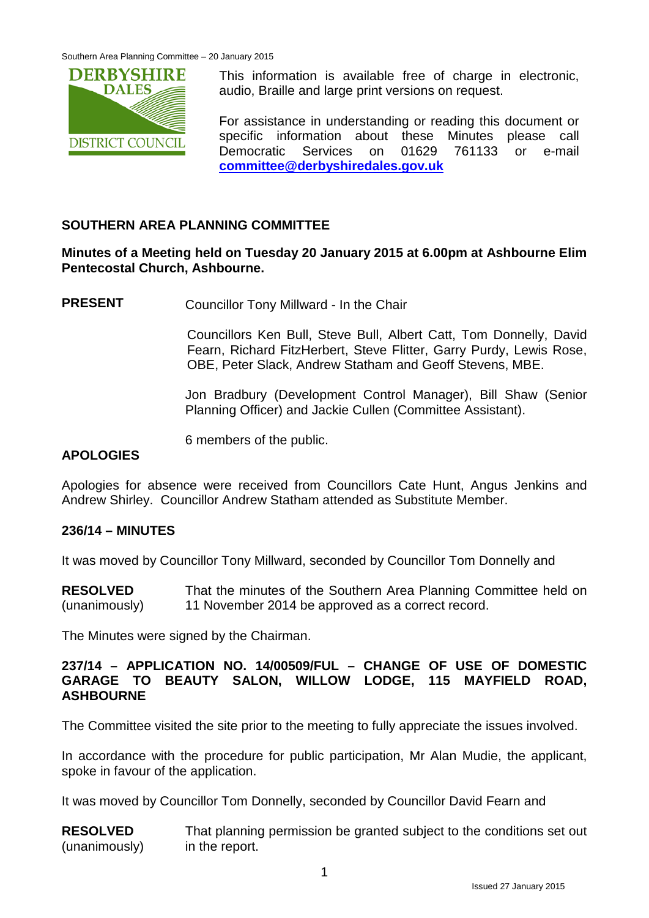This information is available free of charge in electronic, audio, Braille and large print versions on request.

For assistance in understanding or reading this document or specific information about these Minutes please call Democratic Services on 01629 761133 or e-mail **committee@derbyshiredales.gov.uk**

## SOUTHERN AREA PLANNING COMMITTEE

**Minutes of a Meeting held on Tuesday 20 January 2015 at 6.00pm at Ashbourne Elim Pentecostal Church, Ashbourne.**

**PRESENT** Councillor Tony Millward - In the Chair

Councillors Ken Bull, Steve Bull, Albert Catt, Tom Donnelly, David Fearn, Richard FitzHerbert, Steve Flitter, Garry Purdy, Lewis Rose, OBE, Peter Slack, Andrew Statham and Geoff Stevens, MBE.

Jon Bradbury (Development Control Manager), Bill Shaw (Senior Planning Officer) and Jackie Cullen (Committee Assistant).

6 members of the public.

### APOLOGIES

Apologies for absence were received from Councillors Cate Hunt, Angus Jenkins and Andrew Shirley. Councillor Andrew Statham attended as Substitute Member.

### 236/14 – MINUTES

It was moved by Councillor Tony Millward, seconded by Councillor Tom Donnelly and

**RESOLVED** (unanimously) That the minutes of the Southern Area Planning Committee held on 11 November 2014 be approved as a correct record.

The Minutes were signed by the Chairman.

### 237/14 – APPLICATION NO. 14/00509/FUL – CHANGE OF USE OF DOMESTIC GARAGE TO BEAUTY SALON, WILLOW LODGE, 115 MAYFIELD ROAD, ASHBOURNE

The Committee visited the site prior to the meeting to fully appreciate the issues involved.

In accordance with the procedure for public participation, Mr Alan Mudie, the applicant, spoke in favour of the application.

It was moved by Councillor Tom Donnelly, seconded by Councillor David Fearn and

**RESOLVED** (unanimously) That planning permission be granted subject to the conditions set out in the report.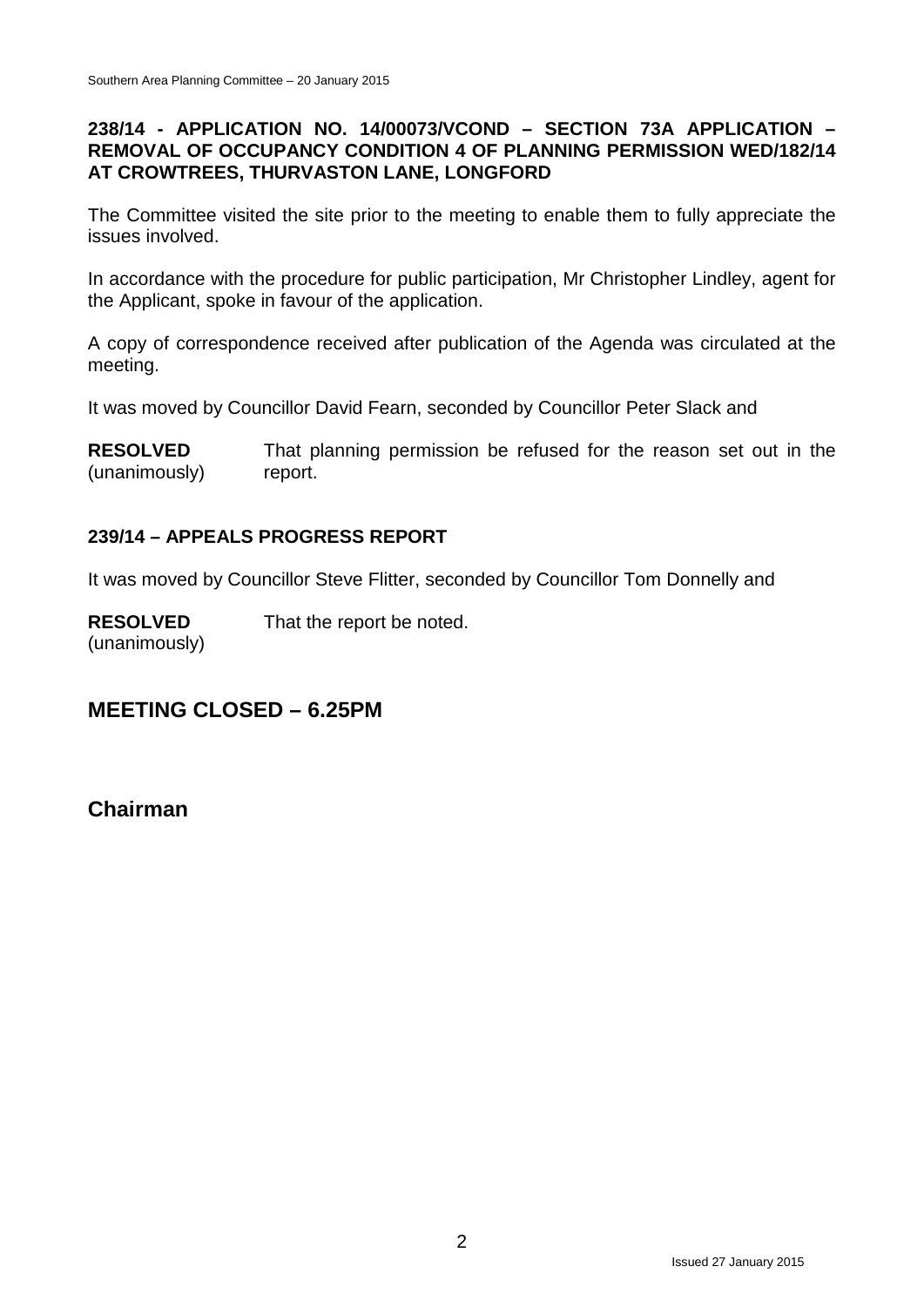### 238/14 - APPLICATION NO. 14/00073/VCOND – SECTION 73A APPLICATION – REMOVAL OF OCCUPANCY CONDITION 4 OF PLANNING PERMISSION WED/182/14 AT CROWTREES, THURVASTON LANE, LONGFORD

The Committee visited the site prior to the meeting to enable them to fully appreciate the issues involved.

In accordance with the procedure for public participation, Mr Christopher Lindley, agent for the Applicant, spoke in favour of the application.

A copy of correspondence received after publication of the Agenda was circulated at the meeting.

It was moved by Councillor David Fearn, seconded by Councillor Peter Slack and

**RESOLVED** (unanimously) That planning permission be refused for the reason set out in the report.

### 239/14 – APPEALS PROGRESS REPORT

It was moved by Councillor Steve Flitter, seconded by Councillor Tom Donnelly and

**RESOLVED** (unanimously) That the report be noted.

## MEETING CLOSED – 6.25PM

## Chairman

Issued 27 January 2015